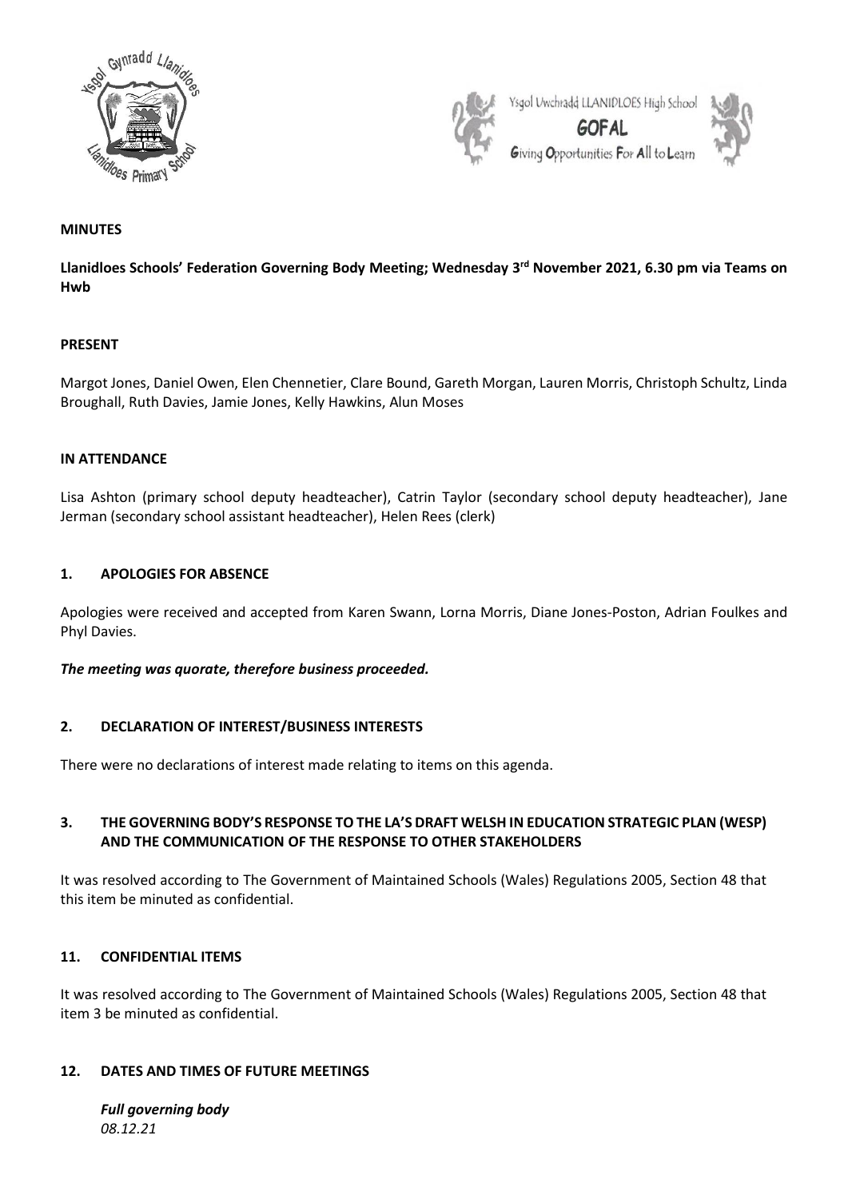Ysgol Uwchradd LLANIDLOES High School

GOFAL

Giving Opportunities For All to Learn

**MINUTES**

**Llanidloes Schools' Federation Governing Body Meeting; Wednesday 3rd November 2021, 6.30 pm via Teams on Hwb**

**PRESENT**

Margot Jones, Daniel Owen, Elen Chennetier, Clare Bound, Gareth Morgan, Lauren Morris, Christoph Schultz, Linda Broughall, Ruth Davies, Jamie Jones, Kelly Hawkins, Alun Moses

**IN ATTENDANCE**

Lisa Ashton (primary school deputy headteacher), Catrin Taylor (secondary school deputy headteacher), Jane Jerman (secondary school assistant headteacher), Helen Rees (clerk)

## 1. APOLOGIES FOR ABSENCE

Apologies were received and accepted from Karen Swann, Lorna Morris, Diane Jones-Poston, Adrian Foulkes and Phyl Davies.

***The meeting was quorate, therefore business proceeded.***

## 2. DECLARATION OF INTEREST/BUSINESS INTERESTS

There were no declarations of interest made relating to items on this agenda.

## 3. THE GOVERNING BODY'S RESPONSE TO THE LA'S DRAFT WELSH IN EDUCATION STRATEGIC PLAN (WESP) AND THE COMMUNICATION OF THE RESPONSE TO OTHER STAKEHOLDERS

It was resolved according to The Government of Maintained Schools (Wales) Regulations 2005, Section 48 that this item be minuted as confidential.

## 11. CONFIDENTIAL ITEMS

It was resolved according to The Government of Maintained Schools (Wales) Regulations 2005, Section 48 that item 3 be minuted as confidential.

## 12. DATES AND TIMES OF FUTURE MEETINGS

***Full governing body***
*08.12.21*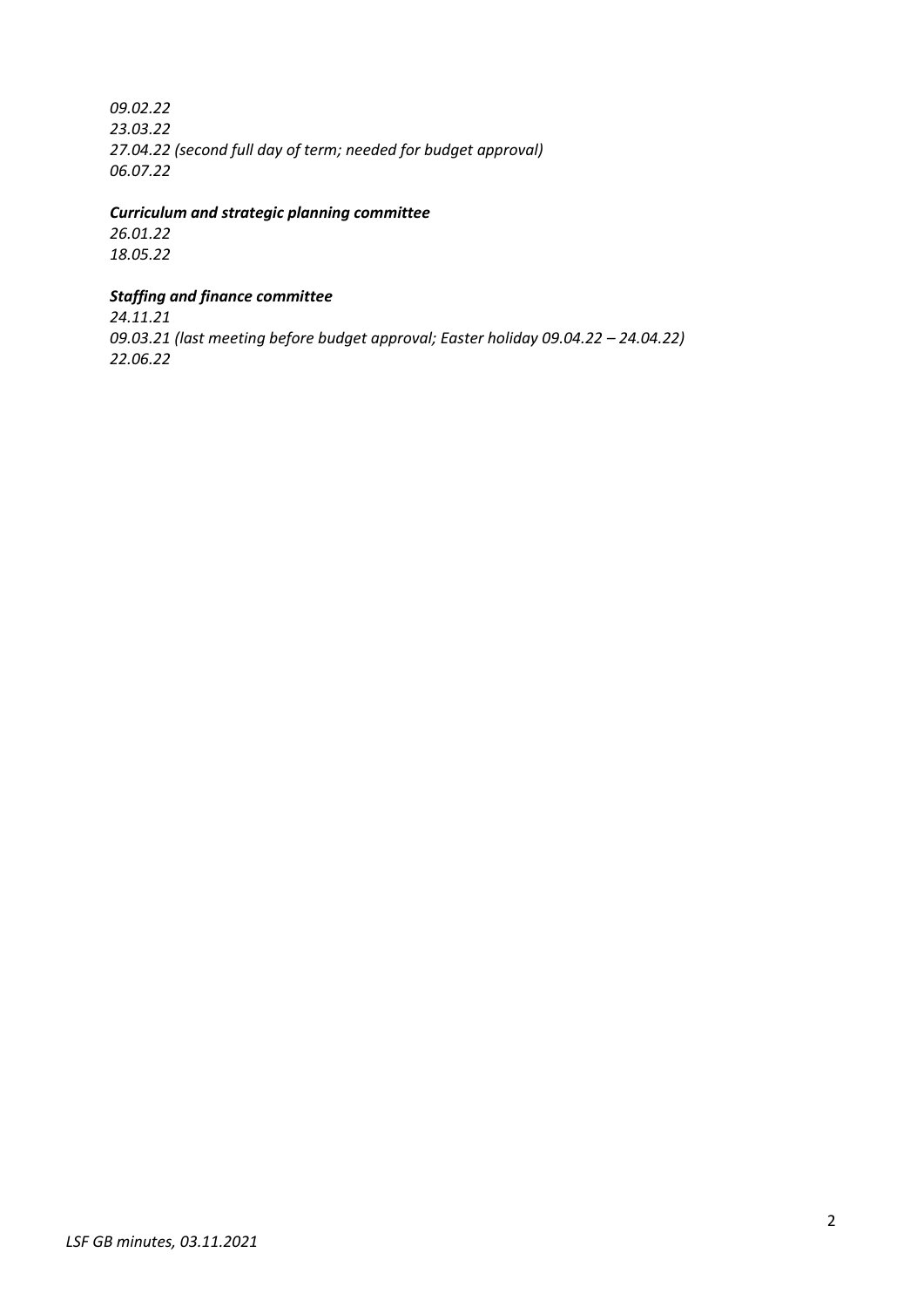*09.02.22*
*23.03.22*
*27.04.22 (second full day of term; needed for budget approval)*
*06.07.22*

***Curriculum and strategic planning committee***

*26.01.22*
*18.05.22*

***Staffing and finance committee***

*24.11.21*
*09.03.21 (last meeting before budget approval; Easter holiday 09.04.22 – 24.04.22)*
*22.06.22*